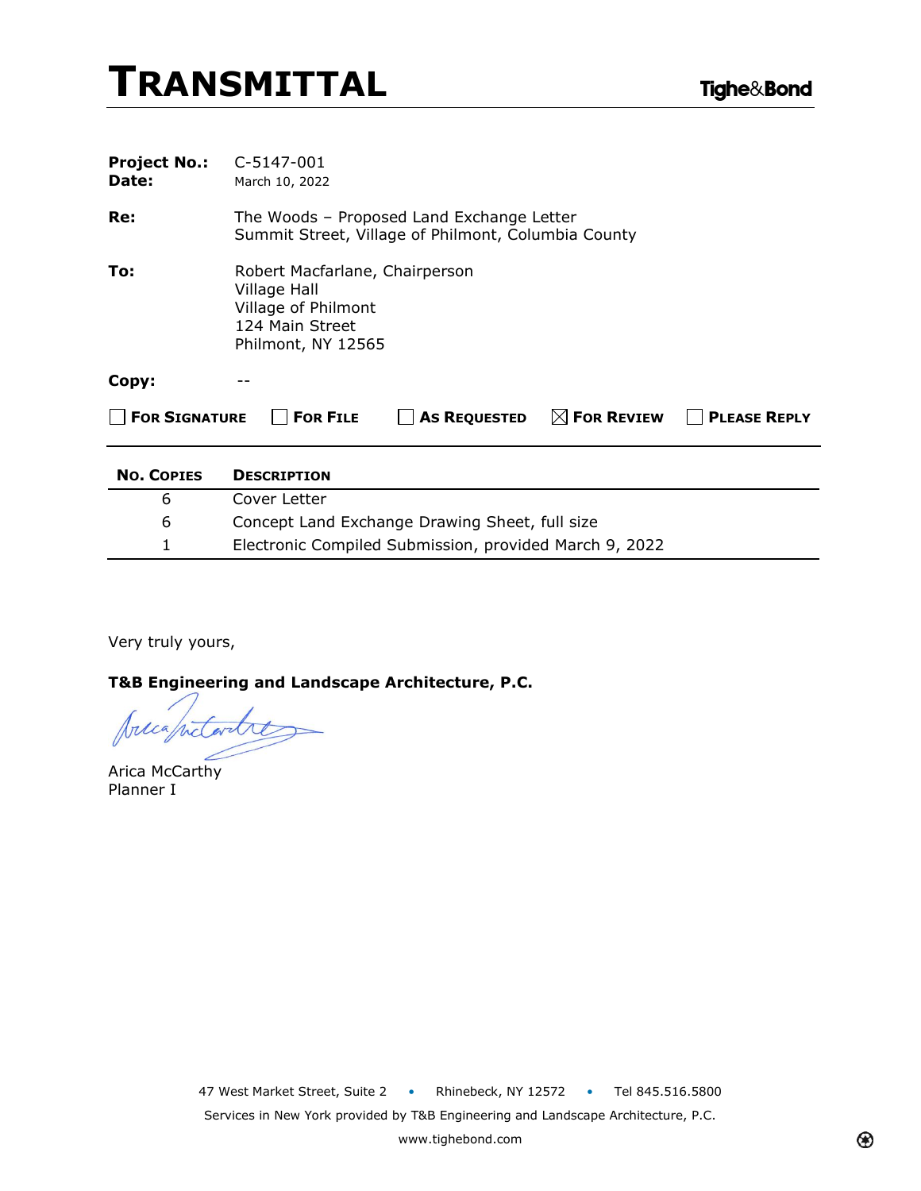# TRANSMITTAL

Tighe&Bond

**Project No.:** C-5147-001
**Date:** March 10, 2022

**Re:** The Woods – Proposed Land Exchange Letter
Summit Street, Village of Philmont, Columbia County

**To:** Robert Macfarlane, Chairperson
Village Hall
Village of Philmont
124 Main Street
Philmont, NY 12565

**Copy:** --

☐ **FOR SIGNATURE** ☐ **FOR FILE** ☐ **AS REQUESTED** ☒ **FOR REVIEW** ☐ **PLEASE REPLY**

| No. Copies | Description |
|---|---|
| 6 | Cover Letter |
| 6 | Concept Land Exchange Drawing Sheet, full size |
| 1 | Electronic Compiled Submission, provided March 9, 2022 |

Very truly yours,

**T&B Engineering and Landscape Architecture, P.C.**

Arica McCarthy
Planner I

47 West Market Street, Suite 2 • Rhinebeck, NY 12572 • Tel 845.516.5800
Services in New York provided by T&B Engineering and Landscape Architecture, P.C.
www.tighebond.com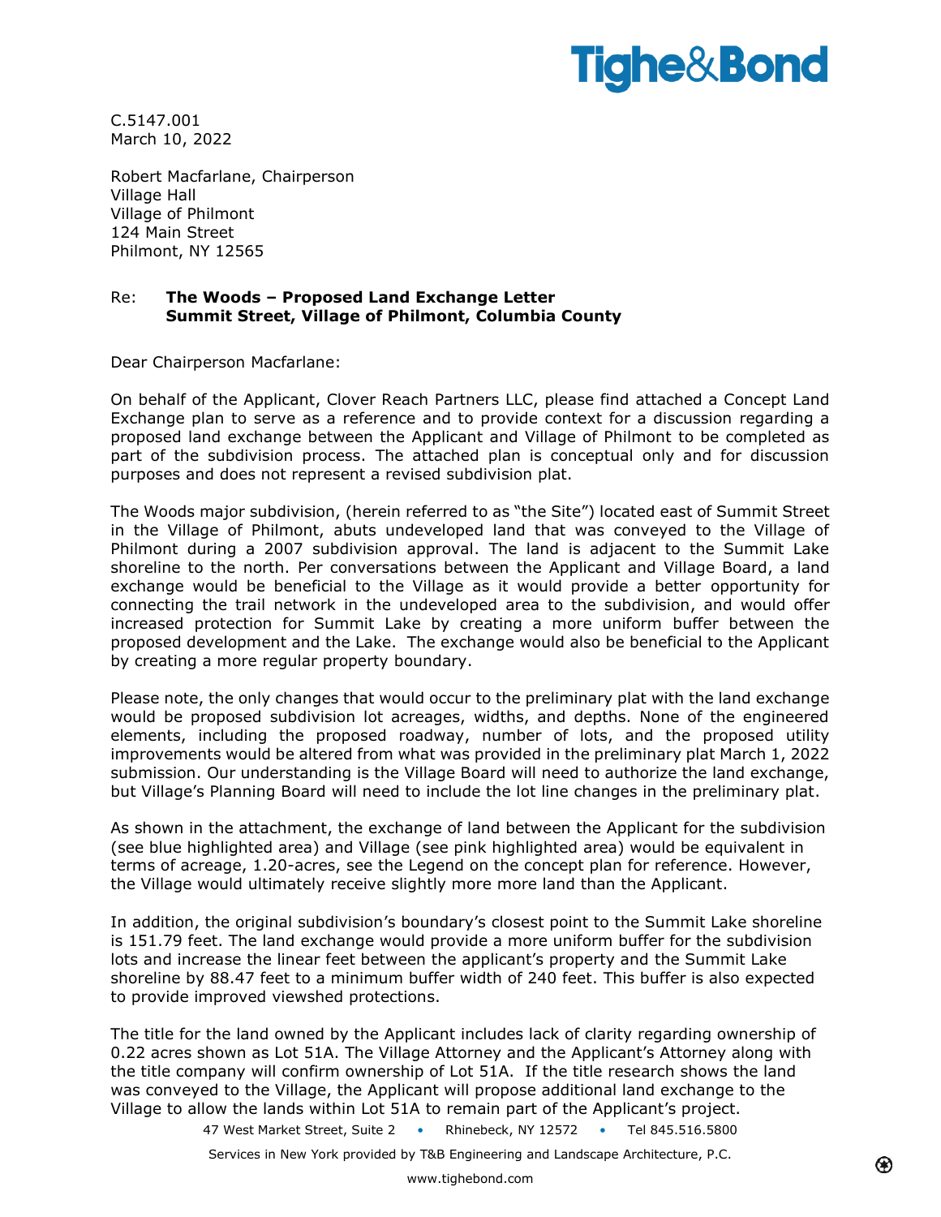C.5147.001
March 10, 2022

Robert Macfarlane, Chairperson
Village Hall
Village of Philmont
124 Main Street
Philmont, NY 12565

Re: **The Woods – Proposed Land Exchange Letter**
**Summit Street, Village of Philmont, Columbia County**

Dear Chairperson Macfarlane:

On behalf of the Applicant, Clover Reach Partners LLC, please find attached a Concept Land Exchange plan to serve as a reference and to provide context for a discussion regarding a proposed land exchange between the Applicant and Village of Philmont to be completed as part of the subdivision process. The attached plan is conceptual only and for discussion purposes and does not represent a revised subdivision plat.

The Woods major subdivision, (herein referred to as "the Site") located east of Summit Street in the Village of Philmont, abuts undeveloped land that was conveyed to the Village of Philmont during a 2007 subdivision approval. The land is adjacent to the Summit Lake shoreline to the north. Per conversations between the Applicant and Village Board, a land exchange would be beneficial to the Village as it would provide a better opportunity for connecting the trail network in the undeveloped area to the subdivision, and would offer increased protection for Summit Lake by creating a more uniform buffer between the proposed development and the Lake. The exchange would also be beneficial to the Applicant by creating a more regular property boundary.

Please note, the only changes that would occur to the preliminary plat with the land exchange would be proposed subdivision lot acreages, widths, and depths. None of the engineered elements, including the proposed roadway, number of lots, and the proposed utility improvements would be altered from what was provided in the preliminary plat March 1, 2022 submission. Our understanding is the Village Board will need to authorize the land exchange, but Village's Planning Board will need to include the lot line changes in the preliminary plat.

As shown in the attachment, the exchange of land between the Applicant for the subdivision (see blue highlighted area) and Village (see pink highlighted area) would be equivalent in terms of acreage, 1.20-acres, see the Legend on the concept plan for reference. However, the Village would ultimately receive slightly more more land than the Applicant.

In addition, the original subdivision's boundary's closest point to the Summit Lake shoreline is 151.79 feet. The land exchange would provide a more uniform buffer for the subdivision lots and increase the linear feet between the applicant's property and the Summit Lake shoreline by 88.47 feet to a minimum buffer width of 240 feet. This buffer is also expected to provide improved viewshed protections.

The title for the land owned by the Applicant includes lack of clarity regarding ownership of 0.22 acres shown as Lot 51A. The Village Attorney and the Applicant's Attorney along with the title company will confirm ownership of Lot 51A. If the title research shows the land was conveyed to the Village, the Applicant will propose additional land exchange to the Village to allow the lands within Lot 51A to remain part of the Applicant's project.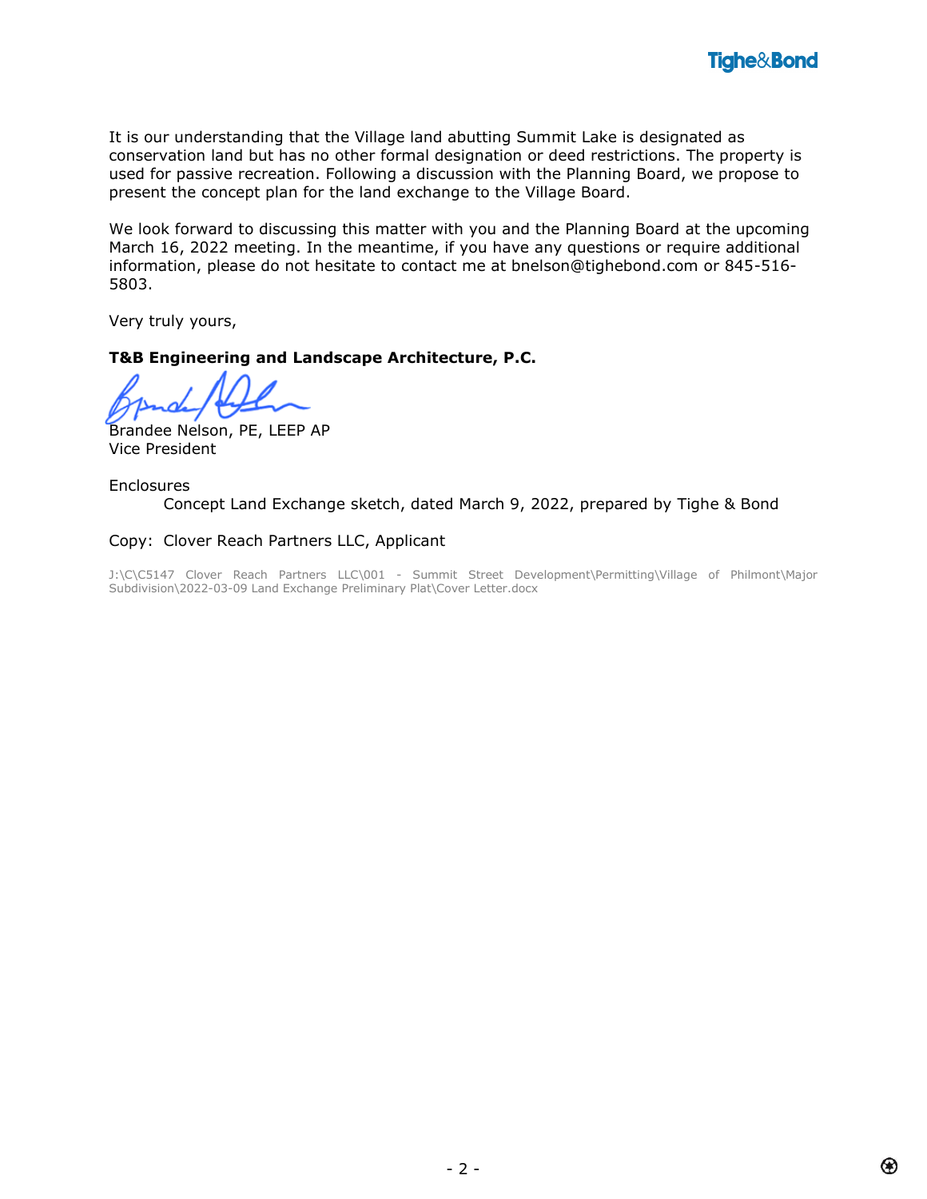It is our understanding that the Village land abutting Summit Lake is designated as conservation land but has no other formal designation or deed restrictions. The property is used for passive recreation. Following a discussion with the Planning Board, we propose to present the concept plan for the land exchange to the Village Board.

We look forward to discussing this matter with you and the Planning Board at the upcoming March 16, 2022 meeting. In the meantime, if you have any questions or require additional information, please do not hesitate to contact me at bnelson@tighebond.com or 845-516-5803.

Very truly yours,

**T&B Engineering and Landscape Architecture, P.C.**

Brandee Nelson, PE, LEEP AP
Vice President

Enclosures
Concept Land Exchange sketch, dated March 9, 2022, prepared by Tighe & Bond

Copy: Clover Reach Partners LLC, Applicant

J:\C\C5147 Clover Reach Partners LLC\001 - Summit Street Development\Permitting\Village of Philmont\Major Subdivision\2022-03-09 Land Exchange Preliminary Plat\Cover Letter.docx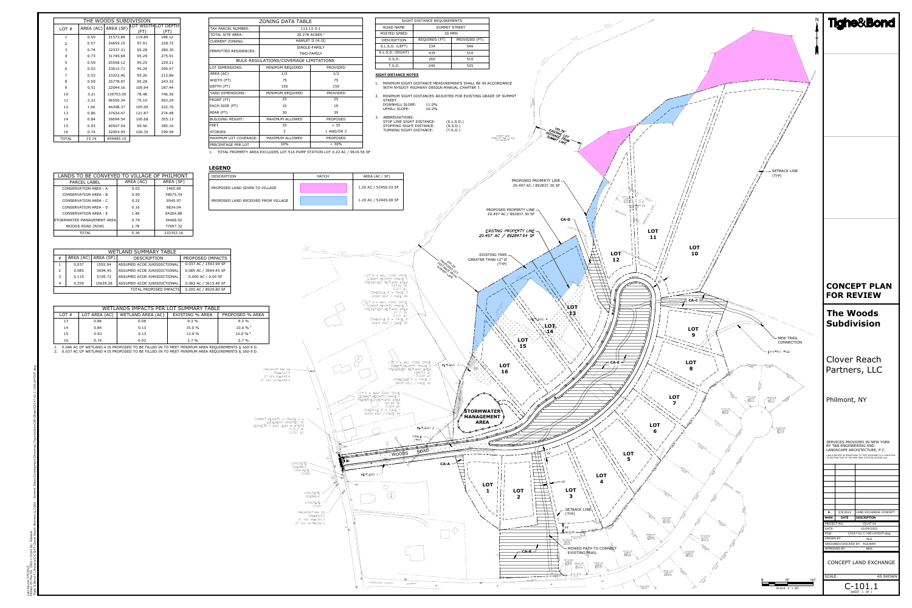| THE WOODS SUBDIVISION | | | | |
|---|---|---|---|---|
| LOT # | AREA (AC) | AREA (SF) | LOT WIDTH (FT) | LOT DEPTH (FT) |
| 1 | 0.50 | 21573.89 | 119.89 | 188.12 |
| 2 | 0.57 | 24659.15 | 97.91 | 228.72 |
| 3 | 0.74 | 32337.31 | 95.28 | 280.30 |
| 4 | 0.73 | 31749.69 | 95.29 | 275.91 |
| 5 | 0.59 | 25558.12 | 95.25 | 229.21 |
| 6 | 0.53 | 23012.71 | 95.24 | 209.47 |
| 7 | 0.53 | 23222.90 | 95.26 | 213.86 |
| 8 | 0.59 | 25778.97 | 95.28 | 243.32 |
| 9 | 0.51 | 22044.16 | 100.94 | 187.44 |
| 10 | 3.21 | 139753.05 | 78.48 | 746.36 |
| 11 | 2.22 | 96556.34 | 75.10 | 563.29 |
| 12 | 1.06 | 46308.37 | 105.09 | 322.70 |
| 13 | 0.86 | 37634.47 | 121.87 | 274.48 |
| 14 | 0.84 | 36694.54 | 100.68 | 355.13 |
| 15 | 0.93 | 40507.54 | 99.56 | 385.16 |
| 16 | 0.74 | 32093.93 | 100.35 | 299.58 |
| TOTAL | 15.14 | 659485.15 | | |

| ZONING DATA TABLE | | |
|---|---|---|
| TAX PARCEL NUMBER: | 113.13-3-1 | |
| TOTAL SITE AREA: | 20.276 ACRES [1] | |
| CURRENT ZONING: | HAMLET II (H-II) | |
| PERMITTED RESIDENCES: | SINGLE-FAMILY TWO-FAMILY | |
| BULK REGULATIONS/COVERAGE LIMITATIONS | | |
| LOT DIMENSIONS: | MINIMUM REQUIRED | PROVIDED |
| AREA (AC) | 1/2 | 1/2 |
| WIDTH (FT) | 75 | 75 |
| DEPTH (FT) | 150 | 150 |
| YARD DIMENSIONS: | MINIMUM REQUIRED | PROVIDED |
| FRONT (FT) | 25 | 25 |
| EACH SIDE (FT) | 10 | 10 |
| REAR (FT) | 30 | 30 |
| BUILDING HEIGHT: | MAXIMUM ALLOWED | PROPOSED |
| FEET | 35 | < 35 |
| STORIES | 2 | 1 AND/OR 2 |
| MAXIMUM LOT COVERAGE: | MAXIMUM ALLOWED | PROPOSED |
| PERCENTAGE PER LOT | 30% | < 30% |

1. TOTAL PROPERTY AREA EXCLUDES LOT 51A PUMP STATION LOT 0.22 AC / 9619.56 SF

| SIGHT DISTANCE REQUIREMENTS | | |
|---|---|---|
| ROAD NAME | SUMMIT STREET | |
| POSTED SPEED | 30 MPH | |
| DESCRIPTION | REQUIRED (FT) | PROVIDED (FT) |
| S.L.S.D. (LEFT) | 234 | 540 |
| S.L.S.D. (RIGHT) | 435 | 510 |
| S.S.D. | 260 | 510 |
| T.S.D. | 245 | 525 |

**SIGHT DISTANCE NOTES**

1. MINIMUM SIGHT DISTANCE MEASUREMENTS SHALL BE IN ACCORDANCE WITH NYSDOT HIGHWAY DESIGN MANUAL CHAPTER 7.
2. MINIMUM SIGHT DISTANCES ADJUSTED FOR EXISTING GRADE OF SUMMIT STREET.
   DOWNHILL SLOPE: 11.0%
   UPHILL SLOPE: 10.2%
3. ABBREVIATIONS:
   STOP LINE SIGHT DISTANCE: (S.L.S.D.)
   STOPPING SIGHT DISTANCE: (S.S.D.)
   TURNING SIGHT DISTANCE: (T.S.D.)

| LANDS TO BE CONVEYED TO VILLAGE OF PHILMONT | | |
|---|---|---|
| PARCEL LABEL | AREA (AC) | AREA (SF) |
| CONSERVATION AREA - A | 0.03 | 1465.69 |
| CONSERVATION AREA - B | 0.90 | 39075.34 |
| CONSERVATION AREA - C | 0.22 | 9545.97 |
| CONSERVATION AREA - D | 0.16 | 6834.04 |
| CONSERVATION AREA - E | 1.48 | 64264.88 |
| STORMWATER MANAGEMENT AREA | 0.79 | 34468.92 |
| WOODS ROAD (ROW) | 1.78 | 77697.32 |
| TOTAL | 5.36 | 233352.16 |

**LEGEND**

| DESCRIPTION | HATCH | AREA (AC / SF) |
|---|---|---|
| PROPOSED LAND GIVEN TO VILLAGE | | 1.20 AC / 52456.03 SF |
| PROPOSED LAND RECEIVED FROM VILLAGE | | 1.20 AC / 52445.69 SF |

| WETLAND SUMMARY TABLE | | | | |
|---|---|---|---|---|
| # | AREA (AC) | AREA (SF) | DESCRIPTION | PROPOSED IMPACTS |
| 1 | 0.037 | 1593.94 | ASSUMED ACOE JURISDICTIONAL | 0.037 AC / 1593.94 SF |
| 2 | 0.085 | 3694.45 | ASSUMED ACOE JURISDICTIONAL | 0.085 AC / 3694.45 SF |
| 3 | 0.119 | 5195.72 | ASSUMED ACOE JURISDICTIONAL | 0.000 AC / 0.00 SF |
| 4 | 0.359 | 15639.28 | ASSUMED ACOE JURISDICTIONAL | 0.083 AC / 3615.48 SF |
| | | | TOTAL PROPOSED IMPACTS | 0.205 AC / 8929.80 SF |

| WETLANDS IMPACTS PER LOT SUMMARY TABLE | | | | |
|---|---|---|---|---|
| LOT # | LOT AREA (AC) | WETLAND AREA (AC) | EXISTING % AREA | PROPOSED % AREA |
| 13 | 0.86 | 0.08 | 9.3 % | 9.3 % |
| 14 | 0.84 | 0.13 | 15.0 % | 10.0 % [1] |
| 15 | 0.93 | 0.13 | 13.9 % | 10.0 % [2] |
| 16 | 0.74 | 0.02 | 2.7 % | 2.7 % |

1. 0.046 AC OF WETLAND 4 IS PROPOSED TO BE FILLED IN TO MEET MINIMUM AREA REQUIREMENTS § 160-9 D.
2. 0.037 AC OF WETLAND 4 IS PROPOSED TO BE FILLED IN TO MEET MINIMUM AREA REQUIREMENTS § 160-9 D.

PROPOSED PROPERTY LINE 20.497 AC / 892837.30 SF

EXISTING PROPERTY LINE 20.497 AC / 892847.64 SF

EXISTING TREE GREATER THAN 12" Ø (TYP)

SETBACK LINE (TYP)

NEW TRAIL CONNECTION

EXISTING TRAIL

MOWED PATH TO CONNECT EXISTING TRAIL

STORMWATER MANAGEMENT AREA

WOODS ROAD

LOT 1, LOT 2, LOT 3, LOT 4, LOT 5, LOT 6, LOT 7, LOT 8, LOT 9, LOT 10, LOT 11, LOT 12, LOT 13, LOT 14, LOT 15, LOT 16

CA-A, CA-B, CA-C, CA-D, CA-E

WETLAND 1, WETLAND 2, WETLAND 3, WETLAND 4

SCALE: 1" = 80'

**Tighe&Bond**

## CONCEPT PLAN FOR REVIEW

# The Woods Subdivision

Clover Reach Partners, LLC

Philmont, NY

SERVICES PROVIDED IN NEW YORK BY T&B ENGINEERING AND LANDSCAPE ARCHITECTURE, P.C.

UNAUTHORIZED ALTERATIONS TO THIS DOCUMENT IS A VIOLATION OF SECTION 7209 OF THE NEW YORK STATE EDUCATION LAW.

| MARK | DATE | DESCRIPTION |
|---|---|---|
| A | 3/9/2022 | LAND EXCHANGE CONCEPT |

PROJECT NO: C5147-01
DATE: 03/09/2022
FILE: C5147-01 C-100-LAYOUT.dwg
DRAWN BY: RLS
DESIGNED/CHECKED BY: RLS/BKN
APPROVED BY: BKN

CONCEPT LAND EXCHANGE

SCALE: AS SHOWN

C-101.1
SHEET 1 OF 1